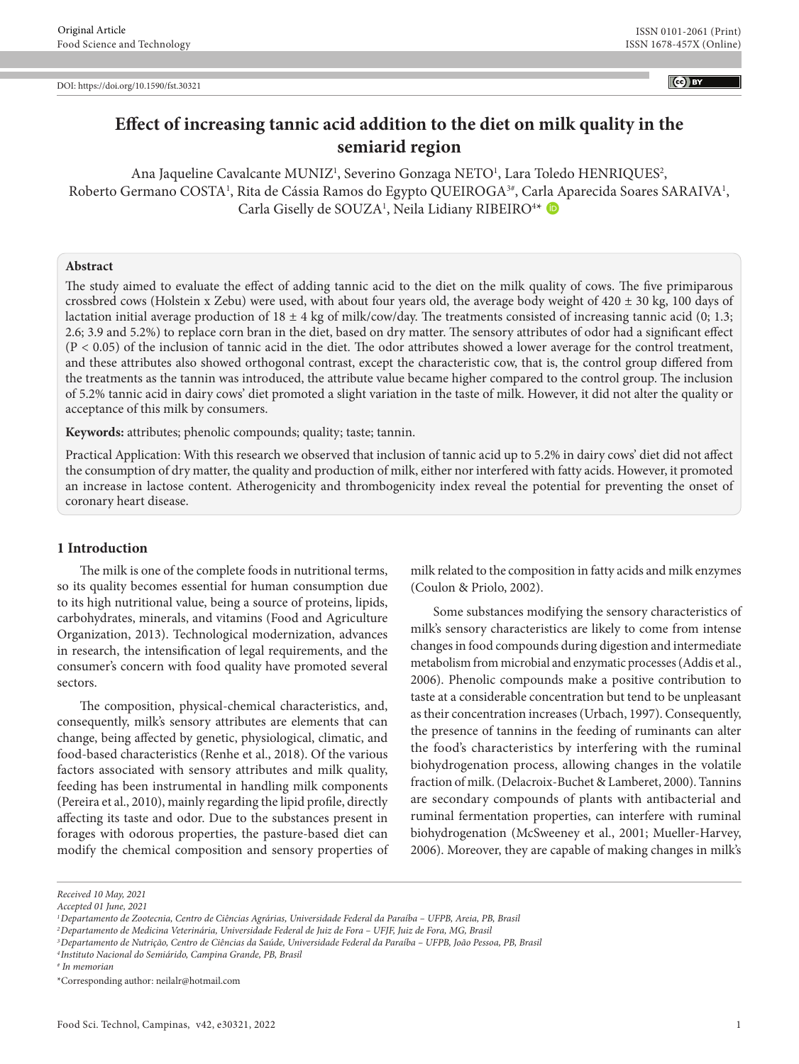Original Article
Food Science and Technology

ISSN 0101-2061 (Print)
ISSN 1678-457X (Online)

DOI: https://doi.org/10.1590/fst.30321

# Effect of increasing tannic acid addition to the diet on milk quality in the semiarid region

Ana Jaqueline Cavalcante MUNIZ[1], Severino Gonzaga NETO[1], Lara Toledo HENRIQUES[2], Roberto Germano COSTA[1], Rita de Cássia Ramos do Egypto QUEIROGA[3#], Carla Aparecida Soares SARAIVA[1], Carla Giselly de SOUZA[1], Neila Lidiany RIBEIRO[4*]

**Abstract**

The study aimed to evaluate the effect of adding tannic acid to the diet on the milk quality of cows. The five primiparous crossbred cows (Holstein x Zebu) were used, with about four years old, the average body weight of 420 ± 30 kg, 100 days of lactation initial average production of 18 ± 4 kg of milk/cow/day. The treatments consisted of increasing tannic acid (0; 1.3; 2.6; 3.9 and 5.2%) to replace corn bran in the diet, based on dry matter. The sensory attributes of odor had a significant effect ($P < 0.05$) of the inclusion of tannic acid in the diet. The odor attributes showed a lower average for the control treatment, and these attributes also showed orthogonal contrast, except the characteristic cow, that is, the control group differed from the treatments as the tannin was introduced, the attribute value became higher compared to the control group. The inclusion of 5.2% tannic acid in dairy cows' diet promoted a slight variation in the taste of milk. However, it did not alter the quality or acceptance of this milk by consumers.

**Keywords:** attributes; phenolic compounds; quality; taste; tannin.

Practical Application: With this research we observed that inclusion of tannic acid up to 5.2% in dairy cows' diet did not affect the consumption of dry matter, the quality and production of milk, either nor interfered with fatty acids. However, it promoted an increase in lactose content. Atherogenicity and thrombogenicity index reveal the potential for preventing the onset of coronary heart disease.

## 1 Introduction

The milk is one of the complete foods in nutritional terms, so its quality becomes essential for human consumption due to its high nutritional value, being a source of proteins, lipids, carbohydrates, minerals, and vitamins (Food and Agriculture Organization, 2013). Technological modernization, advances in research, the intensification of legal requirements, and the consumer's concern with food quality have promoted several sectors.

The composition, physical-chemical characteristics, and, consequently, milk's sensory attributes are elements that can change, being affected by genetic, physiological, climatic, and food-based characteristics (Renhe et al., 2018). Of the various factors associated with sensory attributes and milk quality, feeding has been instrumental in handling milk components (Pereira et al., 2010), mainly regarding the lipid profile, directly affecting its taste and odor. Due to the substances present in forages with odorous properties, the pasture-based diet can modify the chemical composition and sensory properties of milk related to the composition in fatty acids and milk enzymes (Coulon & Priolo, 2002).

Some substances modifying the sensory characteristics of milk's sensory characteristics are likely to come from intense changes in food compounds during digestion and intermediate metabolism from microbial and enzymatic processes (Addis et al., 2006). Phenolic compounds make a positive contribution to taste at a considerable concentration but tend to be unpleasant as their concentration increases (Urbach, 1997). Consequently, the presence of tannins in the feeding of ruminants can alter the food's characteristics by interfering with the ruminal biohydrogenation process, allowing changes in the volatile fraction of milk. (Delacroix-Buchet & Lamberet, 2000). Tannins are secondary compounds of plants with antibacterial and ruminal fermentation properties, can interfere with ruminal biohydrogenation (McSweeney et al., 2001; Mueller-Harvey, 2006). Moreover, they are capable of making changes in milk's

*Received 10 May, 2021*
*Accepted 01 June, 2021*
*[1]Departamento de Zootecnia, Centro de Ciências Agrárias, Universidade Federal da Paraíba – UFPB, Areia, PB, Brasil*
*[2]Departamento de Medicina Veterinária, Universidade Federal de Juiz de Fora – UFJF, Juiz de Fora, MG, Brasil*
*[3]Departamento de Nutrição, Centro de Ciências da Saúde, Universidade Federal da Paraíba – UFPB, João Pessoa, PB, Brasil*
*[4]Instituto Nacional do Semiárido, Campina Grande, PB, Brasil*
*[#] In memorian*
*Corresponding author: neilalr@hotmail.com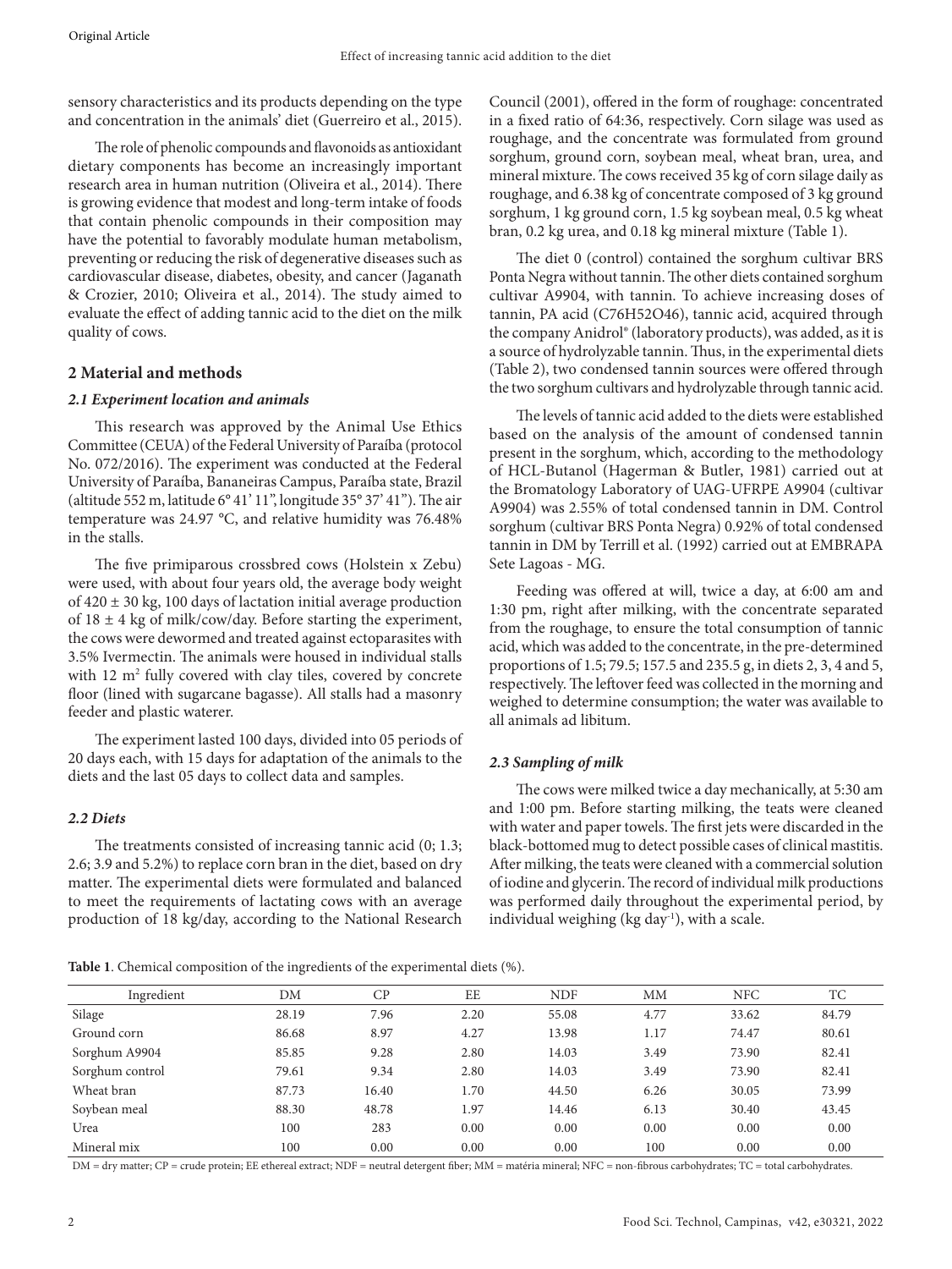sensory characteristics and its products depending on the type and concentration in the animals' diet (Guerreiro et al., 2015).

The role of phenolic compounds and flavonoids as antioxidant dietary components has become an increasingly important research area in human nutrition (Oliveira et al., 2014). There is growing evidence that modest and long-term intake of foods that contain phenolic compounds in their composition may have the potential to favorably modulate human metabolism, preventing or reducing the risk of degenerative diseases such as cardiovascular disease, diabetes, obesity, and cancer (Jaganath & Crozier, 2010; Oliveira et al., 2014). The study aimed to evaluate the effect of adding tannic acid to the diet on the milk quality of cows.

## 2 Material and methods

### 2.1 Experiment location and animals

This research was approved by the Animal Use Ethics Committee (CEUA) of the Federal University of Paraíba (protocol No. 072/2016). The experiment was conducted at the Federal University of Paraíba, Bananeiras Campus, Paraíba state, Brazil (altitude 552 m, latitude 6° 41' 11", longitude 35° 37' 41"). The air temperature was 24.97 °C, and relative humidity was 76.48% in the stalls.

The five primiparous crossbred cows (Holstein x Zebu) were used, with about four years old, the average body weight of 420 ± 30 kg, 100 days of lactation initial average production of 18 ± 4 kg of milk/cow/day. Before starting the experiment, the cows were dewormed and treated against ectoparasites with 3.5% Ivermectin. The animals were housed in individual stalls with 12 $m^2$ fully covered with clay tiles, covered by concrete floor (lined with sugarcane bagasse). All stalls had a masonry feeder and plastic waterer.

The experiment lasted 100 days, divided into 05 periods of 20 days each, with 15 days for adaptation of the animals to the diets and the last 05 days to collect data and samples.

### 2.2 Diets

The treatments consisted of increasing tannic acid (0; 1.3; 2.6; 3.9 and 5.2%) to replace corn bran in the diet, based on dry matter. The experimental diets were formulated and balanced to meet the requirements of lactating cows with an average production of 18 kg/day, according to the National Research Council (2001), offered in the form of roughage: concentrated in a fixed ratio of 64:36, respectively. Corn silage was used as roughage, and the concentrate was formulated from ground sorghum, ground corn, soybean meal, wheat bran, urea, and mineral mixture. The cows received 35 kg of corn silage daily as roughage, and 6.38 kg of concentrate composed of 3 kg ground sorghum, 1 kg ground corn, 1.5 kg soybean meal, 0.5 kg wheat bran, 0.2 kg urea, and 0.18 kg mineral mixture (Table 1).

The diet 0 (control) contained the sorghum cultivar BRS Ponta Negra without tannin. The other diets contained sorghum cultivar A9904, with tannin. To achieve increasing doses of tannin, PA acid ($C_{76}H_{52}O_{46}$), tannic acid, acquired through the company Anidrol® (laboratory products), was added, as it is a source of hydrolyzable tannin. Thus, in the experimental diets (Table 2), two condensed tannin sources were offered through the two sorghum cultivars and hydrolyzable through tannic acid.

The levels of tannic acid added to the diets were established based on the analysis of the amount of condensed tannin present in the sorghum, which, according to the methodology of HCL-Butanol (Hagerman & Butler, 1981) carried out at the Bromatology Laboratory of UAG-UFRPE A9904 (cultivar A9904) was 2.55% of total condensed tannin in DM. Control sorghum (cultivar BRS Ponta Negra) 0.92% of total condensed tannin in DM by Terrill et al. (1992) carried out at EMBRAPA Sete Lagoas - MG.

Feeding was offered at will, twice a day, at 6:00 am and 1:30 pm, right after milking, with the concentrate separated from the roughage, to ensure the total consumption of tannic acid, which was added to the concentrate, in the pre-determined proportions of 1.5; 79.5; 157.5 and 235.5 g, in diets 2, 3, 4 and 5, respectively. The leftover feed was collected in the morning and weighed to determine consumption; the water was available to all animals ad libitum.

### 2.3 Sampling of milk

The cows were milked twice a day mechanically, at 5:30 am and 1:00 pm. Before starting milking, the teats were cleaned with water and paper towels. The first jets were discarded in the black-bottomed mug to detect possible cases of clinical mastitis. After milking, the teats were cleaned with a commercial solution of iodine and glycerin. The record of individual milk productions was performed daily throughout the experimental period, by individual weighing (kg $day^{-1}$), with a scale.

**Table 1**. Chemical composition of the ingredients of the experimental diets (%).

| Ingredient | DM | CP | EE | NDF | MM | NFC | TC |
|---|---|---|---|---|---|---|---|
| Silage | 28.19 | 7.96 | 2.20 | 55.08 | 4.77 | 33.62 | 84.79 |
| Ground corn | 86.68 | 8.97 | 4.27 | 13.98 | 1.17 | 74.47 | 80.61 |
| Sorghum A9904 | 85.85 | 9.28 | 2.80 | 14.03 | 3.49 | 73.90 | 82.41 |
| Sorghum control | 79.61 | 9.34 | 2.80 | 14.03 | 3.49 | 73.90 | 82.41 |
| Wheat bran | 87.73 | 16.40 | 1.70 | 44.50 | 6.26 | 30.05 | 73.99 |
| Soybean meal | 88.30 | 48.78 | 1.97 | 14.46 | 6.13 | 30.40 | 43.45 |
| Urea | 100 | 283 | 0.00 | 0.00 | 0.00 | 0.00 | 0.00 |
| Mineral mix | 100 | 0.00 | 0.00 | 0.00 | 100 | 0.00 | 0.00 |

DM = dry matter; CP = crude protein; EE ethereal extract; NDF = neutral detergent fiber; MM = matéria mineral; NFC = non-fibrous carbohydrates; TC = total carbohydrates.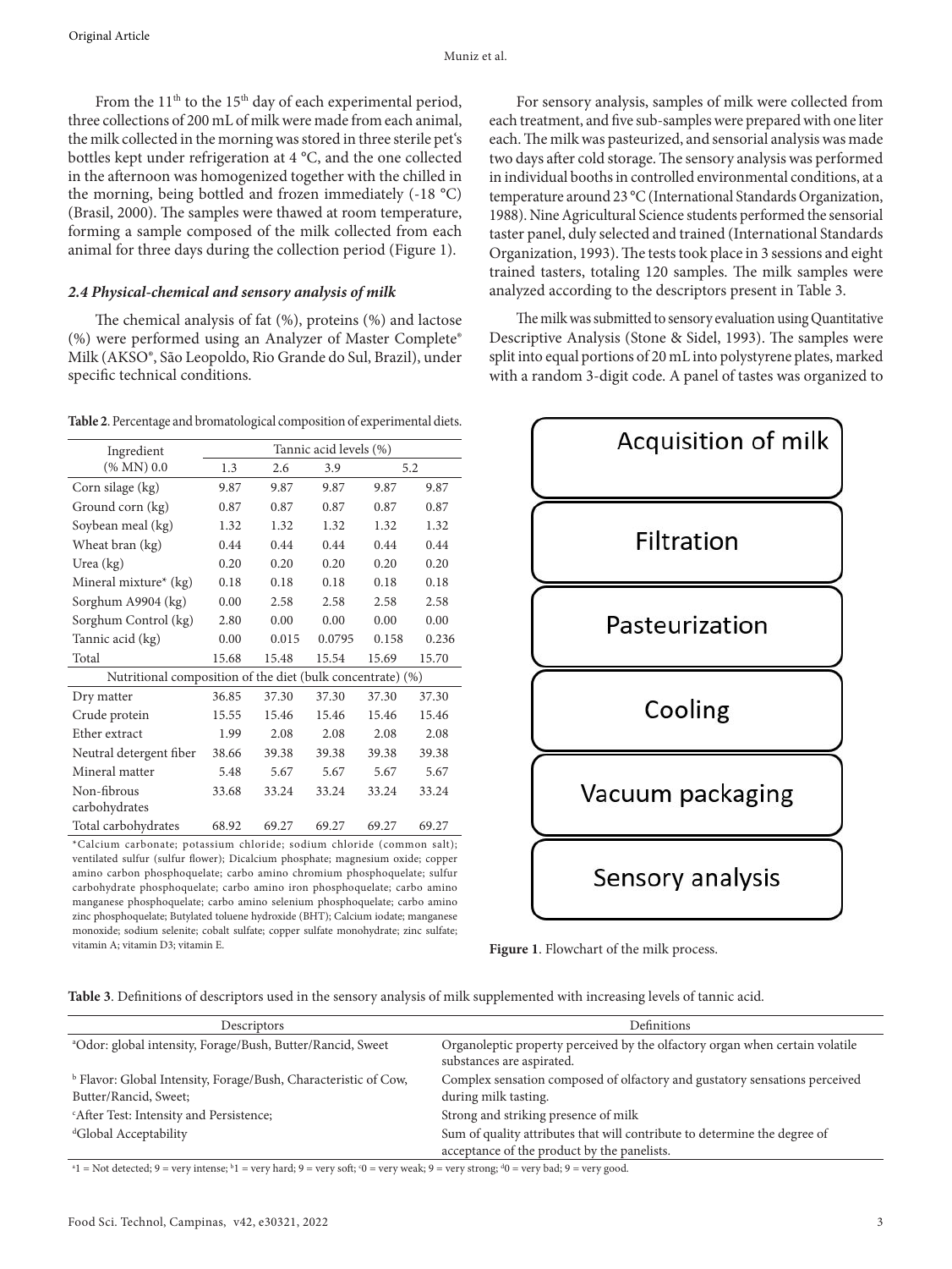From the 11th to the 15th day of each experimental period, three collections of 200 mL of milk were made from each animal, the milk collected in the morning was stored in three sterile pet's bottles kept under refrigeration at 4 °C, and the one collected in the afternoon was homogenized together with the chilled in the morning, being bottled and frozen immediately (-18 °C) (Brasil, 2000). The samples were thawed at room temperature, forming a sample composed of the milk collected from each animal for three days during the collection period (Figure 1).

### *2.4 Physical-chemical and sensory analysis of milk*

The chemical analysis of fat (%), proteins (%) and lactose (%) were performed using an Analyzer of Master Complete® Milk (AKSO®, São Leopoldo, Rio Grande do Sul, Brazil), under specific technical conditions.

**Table 2**. Percentage and bromatological composition of experimental diets.

| Ingredient (% MN) 0.0 | Tannic acid levels (%) | | | | |
|---|---|---|---|---|---|
| | 1.3 | 2.6 | 3.9 | 5.2 | |
| Corn silage (kg) | 9.87 | 9.87 | 9.87 | 9.87 | 9.87 |
| Ground corn (kg) | 0.87 | 0.87 | 0.87 | 0.87 | 0.87 |
| Soybean meal (kg) | 1.32 | 1.32 | 1.32 | 1.32 | 1.32 |
| Wheat bran (kg) | 0.44 | 0.44 | 0.44 | 0.44 | 0.44 |
| Urea (kg) | 0.20 | 0.20 | 0.20 | 0.20 | 0.20 |
| Mineral mixture* (kg) | 0.18 | 0.18 | 0.18 | 0.18 | 0.18 |
| Sorghum A9904 (kg) | 0.00 | 2.58 | 2.58 | 2.58 | 2.58 |
| Sorghum Control (kg) | 2.80 | 0.00 | 0.00 | 0.00 | 0.00 |
| Tannic acid (kg) | 0.00 | 0.015 | 0.0795 | 0.158 | 0.236 |
| Total | 15.68 | 15.48 | 15.54 | 15.69 | 15.70 |
| Nutritional composition of the diet (bulk concentrate) (%) | | | | | |
| Dry matter | 36.85 | 37.30 | 37.30 | 37.30 | 37.30 |
| Crude protein | 15.55 | 15.46 | 15.46 | 15.46 | 15.46 |
| Ether extract | 1.99 | 2.08 | 2.08 | 2.08 | 2.08 |
| Neutral detergent fiber | 38.66 | 39.38 | 39.38 | 39.38 | 39.38 |
| Mineral matter | 5.48 | 5.67 | 5.67 | 5.67 | 5.67 |
| Non-fibrous carbohydrates | 33.68 | 33.24 | 33.24 | 33.24 | 33.24 |
| Total carbohydrates | 68.92 | 69.27 | 69.27 | 69.27 | 69.27 |

*Calcium carbonate; potassium chloride; sodium chloride (common salt); ventilated sulfur (sulfur flower); Dicalcium phosphate; magnesium oxide; copper amino carbon phosphoquelate; carbo amino chromium phosphoquelate; sulfur carbohydrate phosphoquelate; carbo amino iron phosphoquelate; carbo amino manganese phosphoquelate; carbo amino selenium phosphoquelate; carbo amino zinc phosphoquelate; Butylated toluene hydroxide (BHT); Calcium iodate; manganese monoxide; sodium selenite; cobalt sulfate; copper sulfate monohydrate; zinc sulfate; vitamin A; vitamin D3; vitamin E.

For sensory analysis, samples of milk were collected from each treatment, and five sub-samples were prepared with one liter each. The milk was pasteurized, and sensorial analysis was made two days after cold storage. The sensory analysis was performed in individual booths in controlled environmental conditions, at a temperature around 23 °C (International Standards Organization, 1988). Nine Agricultural Science students performed the sensorial taster panel, duly selected and trained (International Standards Organization, 1993). The tests took place in 3 sessions and eight trained tasters, totaling 120 samples. The milk samples were analyzed according to the descriptors present in Table 3.

The milk was submitted to sensory evaluation using Quantitative Descriptive Analysis (Stone & Sidel, 1993). The samples were split into equal portions of 20 mL into polystyrene plates, marked with a random 3-digit code. A panel of tastes was organized to

Acquisition of milk
Filtration
Pasteurization
Cooling
Vacuum packaging
Sensory analysis

**Figure 1**. Flowchart of the milk process.

**Table 3**. Definitions of descriptors used in the sensory analysis of milk supplemented with increasing levels of tannic acid.

| Descriptors | Definitions |
|---|---|
| [a]Odor: global intensity, Forage/Bush, Butter/Rancid, Sweet | Organoleptic property perceived by the olfactory organ when certain volatile substances are aspirated. |
| [b] Flavor: Global Intensity, Forage/Bush, Characteristic of Cow, Butter/Rancid, Sweet; | Complex sensation composed of olfactory and gustatory sensations perceived during milk tasting. |
| [c]After Test: Intensity and Persistence; | Strong and striking presence of milk |
| [d]Global Acceptability | Sum of quality attributes that will contribute to determine the degree of acceptance of the product by the panelists. |

[a]1 = Not detected; 9 = very intense; [b]1 = very hard; 9 = very soft; [c]0 = very weak; 9 = very strong; [d]0 = very bad; 9 = very good.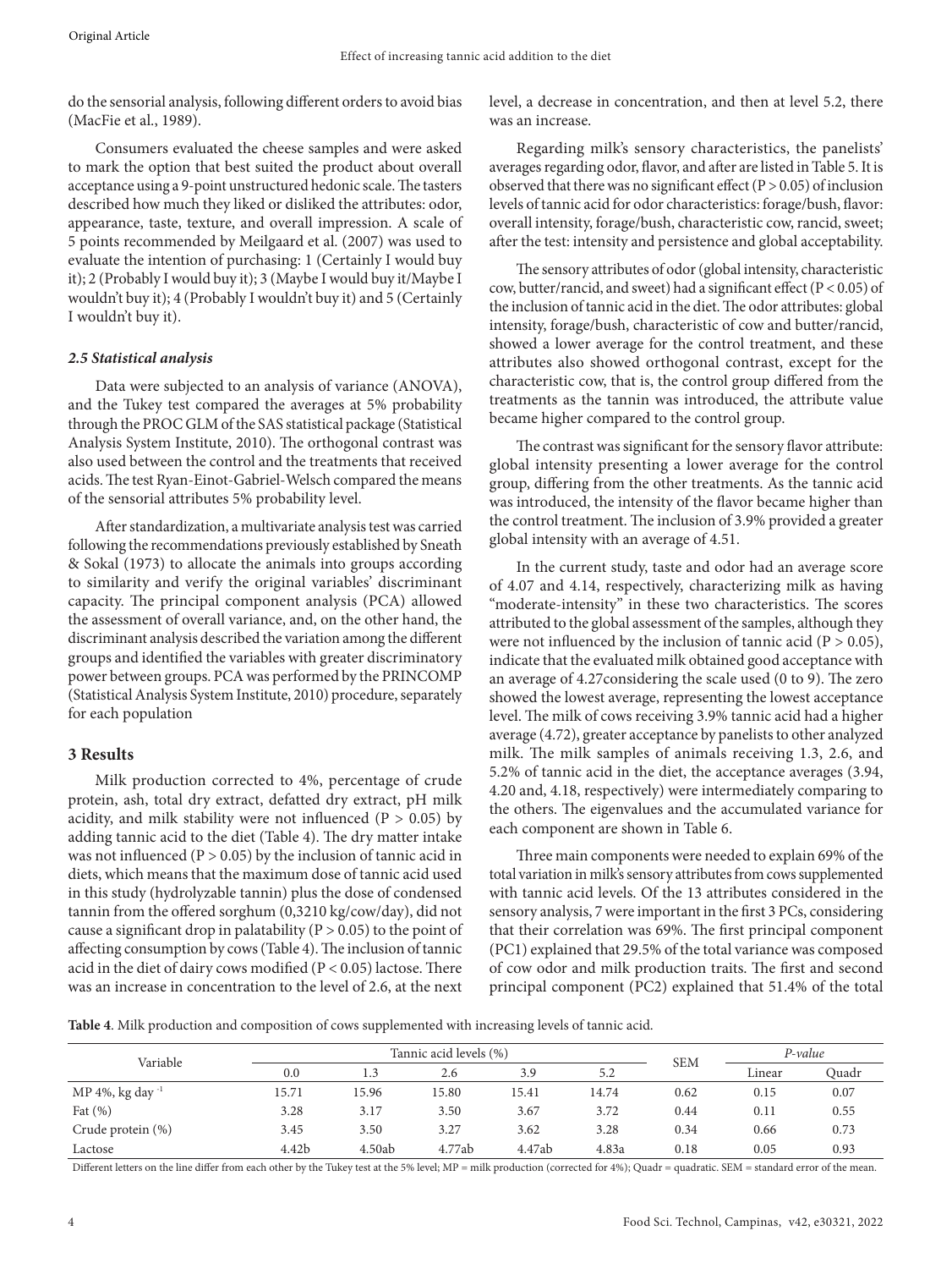do the sensorial analysis, following different orders to avoid bias (MacFie et al., 1989).

Consumers evaluated the cheese samples and were asked to mark the option that best suited the product about overall acceptance using a 9-point unstructured hedonic scale. The tasters described how much they liked or disliked the attributes: odor, appearance, taste, texture, and overall impression. A scale of 5 points recommended by Meilgaard et al. (2007) was used to evaluate the intention of purchasing: 1 (Certainly I would buy it); 2 (Probably I would buy it); 3 (Maybe I would buy it/Maybe I wouldn't buy it); 4 (Probably I wouldn't buy it) and 5 (Certainly I wouldn't buy it).

### *2.5 Statistical analysis*

Data were subjected to an analysis of variance (ANOVA), and the Tukey test compared the averages at 5% probability through the PROC GLM of the SAS statistical package (Statistical Analysis System Institute, 2010). The orthogonal contrast was also used between the control and the treatments that received acids. The test Ryan-Einot-Gabriel-Welsch compared the means of the sensorial attributes 5% probability level.

After standardization, a multivariate analysis test was carried following the recommendations previously established by Sneath & Sokal (1973) to allocate the animals into groups according to similarity and verify the original variables' discriminant capacity. The principal component analysis (PCA) allowed the assessment of overall variance, and, on the other hand, the discriminant analysis described the variation among the different groups and identified the variables with greater discriminatory power between groups. PCA was performed by the PRINCOMP (Statistical Analysis System Institute, 2010) procedure, separately for each population

## 3 Results

Milk production corrected to 4%, percentage of crude protein, ash, total dry extract, defatted dry extract, pH milk acidity, and milk stability were not influenced ($P > 0.05$) by adding tannic acid to the diet (Table 4). The dry matter intake was not influenced ($P > 0.05$) by the inclusion of tannic acid in diets, which means that the maximum dose of tannic acid used in this study (hydrolyzable tannin) plus the dose of condensed tannin from the offered sorghum (0,3210 kg/cow/day), did not cause a significant drop in palatability ($P > 0.05$) to the point of affecting consumption by cows (Table 4). The inclusion of tannic acid in the diet of dairy cows modified ($P < 0.05$) lactose. There was an increase in concentration to the level of 2.6, at the next level, a decrease in concentration, and then at level 5.2, there was an increase.

Regarding milk's sensory characteristics, the panelists' averages regarding odor, flavor, and after are listed in Table 5. It is observed that there was no significant effect ($P > 0.05$) of inclusion levels of tannic acid for odor characteristics: forage/bush, flavor: overall intensity, forage/bush, characteristic cow, rancid, sweet; after the test: intensity and persistence and global acceptability.

The sensory attributes of odor (global intensity, characteristic cow, butter/rancid, and sweet) had a significant effect ($P < 0.05$) of the inclusion of tannic acid in the diet. The odor attributes: global intensity, forage/bush, characteristic of cow and butter/rancid, showed a lower average for the control treatment, and these attributes also showed orthogonal contrast, except for the characteristic cow, that is, the control group differed from the treatments as the tannin was introduced, the attribute value became higher compared to the control group.

The contrast was significant for the sensory flavor attribute: global intensity presenting a lower average for the control group, differing from the other treatments. As the tannic acid was introduced, the intensity of the flavor became higher than the control treatment. The inclusion of 3.9% provided a greater global intensity with an average of 4.51.

In the current study, taste and odor had an average score of 4.07 and 4.14, respectively, characterizing milk as having "moderate-intensity" in these two characteristics. The scores attributed to the global assessment of the samples, although they were not influenced by the inclusion of tannic acid ($P > 0.05$), indicate that the evaluated milk obtained good acceptance with an average of 4.27considering the scale used (0 to 9). The zero showed the lowest average, representing the lowest acceptance level. The milk of cows receiving 3.9% tannic acid had a higher average (4.72), greater acceptance by panelists to other analyzed milk. The milk samples of animals receiving 1.3, 2.6, and 5.2% of tannic acid in the diet, the acceptance averages (3.94, 4.20 and, 4.18, respectively) were intermediately comparing to the others. The eigenvalues and the accumulated variance for each component are shown in Table 6.

Three main components were needed to explain 69% of the total variation in milk's sensory attributes from cows supplemented with tannic acid levels. Of the 13 attributes considered in the sensory analysis, 7 were important in the first 3 PCs, considering that their correlation was 69%. The first principal component (PC1) explained that 29.5% of the total variance was composed of cow odor and milk production traits. The first and second principal component (PC2) explained that 51.4% of the total

**Table 4**. Milk production and composition of cows supplemented with increasing levels of tannic acid.

| Variable | Tannic acid levels (%) | | | | | SEM | *P-value* | |
|---|---|---|---|---|---|---|---|---|
| | 0.0 | 1.3 | 2.6 | 3.9 | 5.2 | | Linear | Quadr |
| MP 4%, kg day $^{-1}$ | 15.71 | 15.96 | 15.80 | 15.41 | 14.74 | 0.62 | 0.15 | 0.07 |
| Fat (%) | 3.28 | 3.17 | 3.50 | 3.67 | 3.72 | 0.44 | 0.11 | 0.55 |
| Crude protein (%) | 3.45 | 3.50 | 3.27 | 3.62 | 3.28 | 0.34 | 0.66 | 0.73 |
| Lactose | 4.42b | 4.50ab | 4.77ab | 4.47ab | 4.83a | 0.18 | 0.05 | 0.93 |

Different letters on the line differ from each other by the Tukey test at the 5% level; MP = milk production (corrected for 4%); Quadr = quadratic. SEM = standard error of the mean.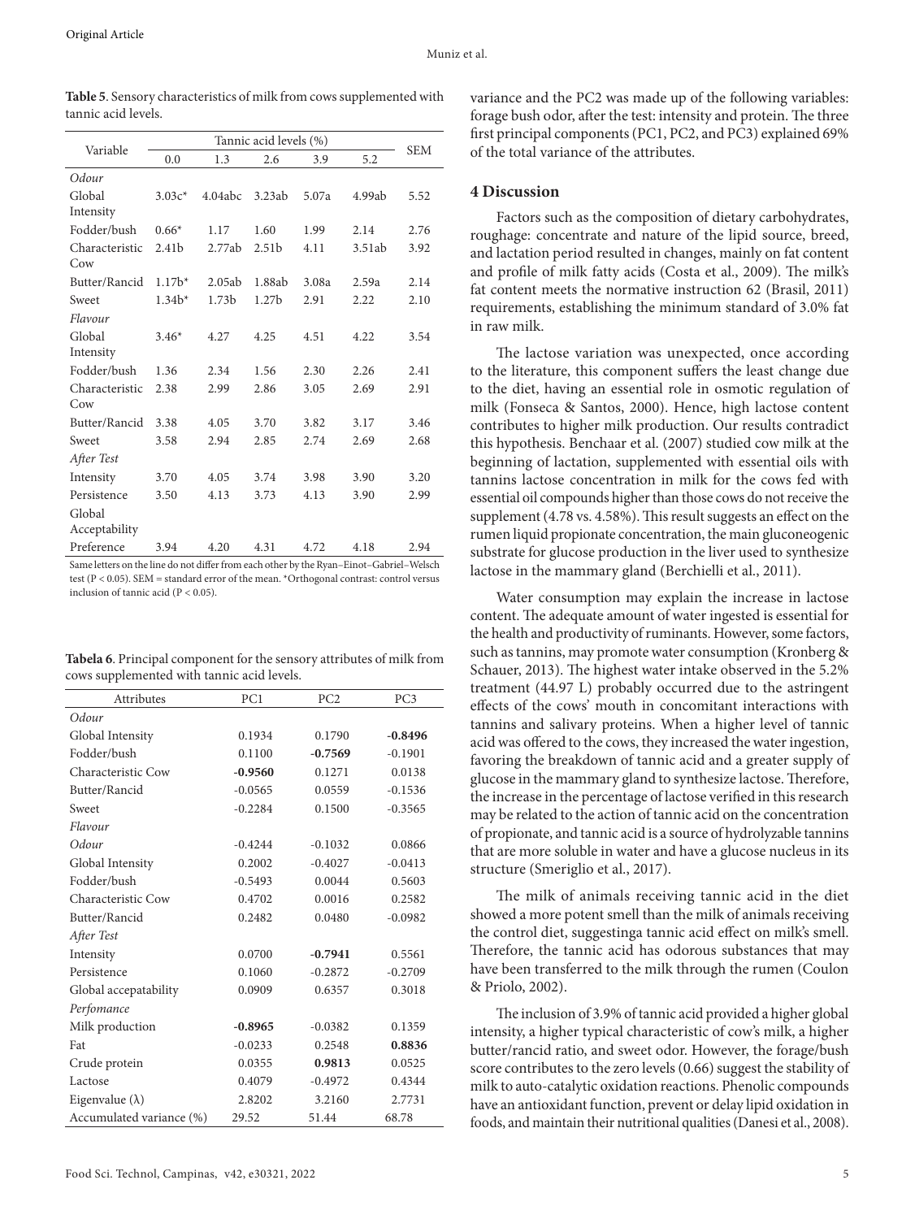**Table 5**. Sensory characteristics of milk from cows supplemented with tannic acid levels.

| Variable | Tannic acid levels (%) | | | | | SEM |
|---|---|---|---|---|---|---|
| | 0.0 | 1.3 | 2.6 | 3.9 | 5.2 | |
| *Odour* | | | | | | |
| Global Intensity | 3.03c* | 4.04abc | 3.23ab | 5.07a | 4.99ab | 5.52 |
| Fodder/bush | 0.66* | 1.17 | 1.60 | 1.99 | 2.14 | 2.76 |
| Characteristic Cow | 2.41b | 2.77ab | 2.51b | 4.11 | 3.51ab | 3.92 |
| Butter/Rancid | 1.17b* | 2.05ab | 1.88ab | 3.08a | 2.59a | 2.14 |
| Sweet | 1.34b* | 1.73b | 1.27b | 2.91 | 2.22 | 2.10 |
| *Flavour* | | | | | | |
| Global Intensity | 3.46* | 4.27 | 4.25 | 4.51 | 4.22 | 3.54 |
| Fodder/bush | 1.36 | 2.34 | 1.56 | 2.30 | 2.26 | 2.41 |
| Characteristic Cow | 2.38 | 2.99 | 2.86 | 3.05 | 2.69 | 2.91 |
| Butter/Rancid | 3.38 | 4.05 | 3.70 | 3.82 | 3.17 | 3.46 |
| Sweet | 3.58 | 2.94 | 2.85 | 2.74 | 2.69 | 2.68 |
| *After Test* | | | | | | |
| Intensity | 3.70 | 4.05 | 3.74 | 3.98 | 3.90 | 3.20 |
| Persistence | 3.50 | 4.13 | 3.73 | 4.13 | 3.90 | 2.99 |
| Global Acceptability | | | | | | |
| Preference | 3.94 | 4.20 | 4.31 | 4.72 | 4.18 | 2.94 |

Same letters on the line do not differ from each other by the Ryan–Einot–Gabriel–Welsch test ($P < 0.05$). SEM = standard error of the mean. *Orthogonal contrast: control versus inclusion of tannic acid ($P < 0.05$).

**Tabela 6**. Principal component for the sensory attributes of milk from cows supplemented with tannic acid levels.

| Attributes | PC1 | PC2 | PC3 |
|---|---|---|---|
| *Odour* | | | |
| Global Intensity | 0.1934 | 0.1790 | **-0.8496** |
| Fodder/bush | 0.1100 | **-0.7569** | -0.1901 |
| Characteristic Cow | **-0.9560** | 0.1271 | 0.0138 |
| Butter/Rancid | -0.0565 | 0.0559 | -0.1536 |
| Sweet | -0.2284 | 0.1500 | -0.3565 |
| *Flavour* | | | |
| Odour | -0.4244 | -0.1032 | 0.0866 |
| Global Intensity | 0.2002 | -0.4027 | -0.0413 |
| Fodder/bush | -0.5493 | 0.0044 | 0.5603 |
| Characteristic Cow | 0.4702 | 0.0016 | 0.2582 |
| Butter/Rancid | 0.2482 | 0.0480 | -0.0982 |
| *After Test* | | | |
| Intensity | 0.0700 | **-0.7941** | 0.5561 |
| Persistence | 0.1060 | -0.2872 | -0.2709 |
| Global accepatability | 0.0909 | 0.6357 | 0.3018 |
| *Perfomance* | | | |
| Milk production | **-0.8965** | -0.0382 | 0.1359 |
| Fat | -0.0233 | 0.2548 | **0.8836** |
| Crude protein | 0.0355 | **0.9813** | 0.0525 |
| Lactose | 0.4079 | -0.4972 | 0.4344 |
| Eigenvalue (λ) | 2.8202 | 3.2160 | 2.7731 |
| Accumulated variance (%) | 29.52 | 51.44 | 68.78 |

variance and the PC2 was made up of the following variables: forage bush odor, after the test: intensity and protein. The three first principal components (PC1, PC2, and PC3) explained 69% of the total variance of the attributes.

## 4 Discussion

Factors such as the composition of dietary carbohydrates, roughage: concentrate and nature of the lipid source, breed, and lactation period resulted in changes, mainly on fat content and profile of milk fatty acids (Costa et al., 2009). The milk's fat content meets the normative instruction 62 (Brasil, 2011) requirements, establishing the minimum standard of 3.0% fat in raw milk.

The lactose variation was unexpected, once according to the literature, this component suffers the least change due to the diet, having an essential role in osmotic regulation of milk (Fonseca & Santos, 2000). Hence, high lactose content contributes to higher milk production. Our results contradict this hypothesis. Benchaar et al. (2007) studied cow milk at the beginning of lactation, supplemented with essential oils with tannins lactose concentration in milk for the cows fed with essential oil compounds higher than those cows do not receive the supplement (4.78 vs. 4.58%). This result suggests an effect on the rumen liquid propionate concentration, the main gluconeogenic substrate for glucose production in the liver used to synthesize lactose in the mammary gland (Berchielli et al., 2011).

Water consumption may explain the increase in lactose content. The adequate amount of water ingested is essential for the health and productivity of ruminants. However, some factors, such as tannins, may promote water consumption (Kronberg & Schauer, 2013). The highest water intake observed in the 5.2% treatment (44.97 L) probably occurred due to the astringent effects of the cows' mouth in concomitant interactions with tannins and salivary proteins. When a higher level of tannic acid was offered to the cows, they increased the water ingestion, favoring the breakdown of tannic acid and a greater supply of glucose in the mammary gland to synthesize lactose. Therefore, the increase in the percentage of lactose verified in this research may be related to the action of tannic acid on the concentration of propionate, and tannic acid is a source of hydrolyzable tannins that are more soluble in water and have a glucose nucleus in its structure (Smeriglio et al., 2017).

The milk of animals receiving tannic acid in the diet showed a more potent smell than the milk of animals receiving the control diet, suggestinga tannic acid effect on milk's smell. Therefore, the tannic acid has odorous substances that may have been transferred to the milk through the rumen (Coulon & Priolo, 2002).

The inclusion of 3.9% of tannic acid provided a higher global intensity, a higher typical characteristic of cow's milk, a higher butter/rancid ratio, and sweet odor. However, the forage/bush score contributes to the zero levels (0.66) suggest the stability of milk to auto-catalytic oxidation reactions. Phenolic compounds have an antioxidant function, prevent or delay lipid oxidation in foods, and maintain their nutritional qualities (Danesi et al., 2008).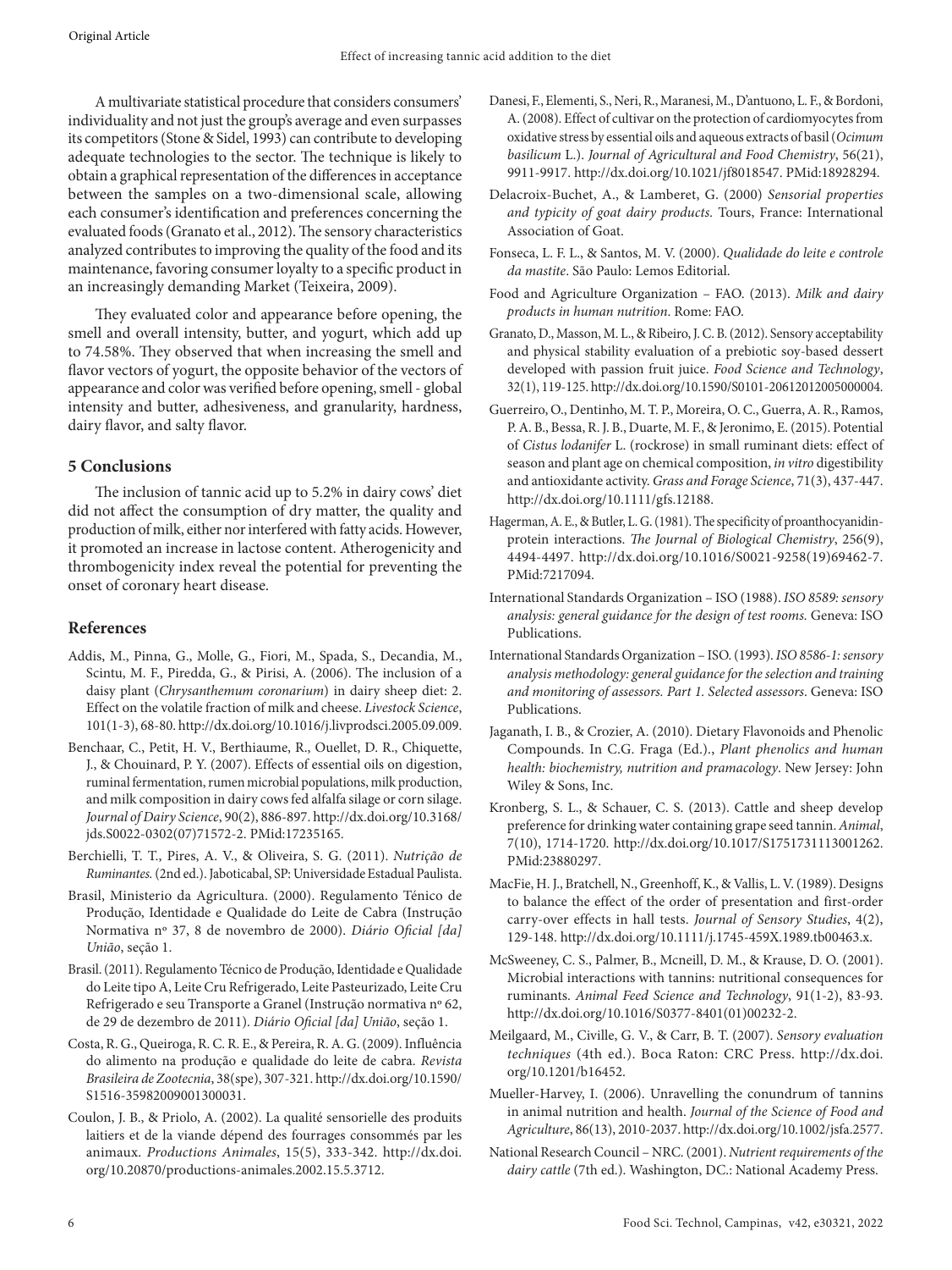A multivariate statistical procedure that considers consumers' individuality and not just the group's average and even surpasses its competitors (Stone & Sidel, 1993) can contribute to developing adequate technologies to the sector. The technique is likely to obtain a graphical representation of the differences in acceptance between the samples on a two-dimensional scale, allowing each consumer's identification and preferences concerning the evaluated foods (Granato et al., 2012). The sensory characteristics analyzed contributes to improving the quality of the food and its maintenance, favoring consumer loyalty to a specific product in an increasingly demanding Market (Teixeira, 2009).

They evaluated color and appearance before opening, the smell and overall intensity, butter, and yogurt, which add up to 74.58%. They observed that when increasing the smell and flavor vectors of yogurt, the opposite behavior of the vectors of appearance and color was verified before opening, smell - global intensity and butter, adhesiveness, and granularity, hardness, dairy flavor, and salty flavor.

## 5 Conclusions

The inclusion of tannic acid up to 5.2% in dairy cows' diet did not affect the consumption of dry matter, the quality and production of milk, either nor interfered with fatty acids. However, it promoted an increase in lactose content. Atherogenicity and thrombogenicity index reveal the potential for preventing the onset of coronary heart disease.

## References

Addis, M., Pinna, G., Molle, G., Fiori, M., Spada, S., Decandia, M., Scintu, M. F., Piredda, G., & Pirisi, A. (2006). The inclusion of a daisy plant (*Chrysanthemum coronarium*) in dairy sheep diet: 2. Effect on the volatile fraction of milk and cheese. *Livestock Science*, 101(1-3), 68-80. http://dx.doi.org/10.1016/j.livprodsci.2005.09.009.

Benchaar, C., Petit, H. V., Berthiaume, R., Ouellet, D. R., Chiquette, J., & Chouinard, P. Y. (2007). Effects of essential oils on digestion, ruminal fermentation, rumen microbial populations, milk production, and milk composition in dairy cows fed alfalfa silage or corn silage. *Journal of Dairy Science*, 90(2), 886-897. http://dx.doi.org/10.3168/jds.S0022-0302(07)71572-2. PMid:17235165.

Berchielli, T. T., Pires, A. V., & Oliveira, S. G. (2011). *Nutrição de Ruminantes.* (2nd ed.). Jaboticabal, SP: Universidade Estadual Paulista.

Brasil, Ministerio da Agricultura. (2000). Regulamento Ténico de Produção, Identidade e Qualidade do Leite de Cabra (Instrução Normativa nº 37, 8 de novembro de 2000). *Diário Oficial [da] União*, seção 1.

Brasil. (2011). Regulamento Técnico de Produção, Identidade e Qualidade do Leite tipo A, Leite Cru Refrigerado, Leite Pasteurizado, Leite Cru Refrigerado e seu Transporte a Granel (Instrução normativa nº 62, de 29 de dezembro de 2011). *Diário Oficial [da] União*, seção 1.

Costa, R. G., Queiroga, R. C. R. E., & Pereira, R. A. G. (2009). Influência do alimento na produção e qualidade do leite de cabra. *Revista Brasileira de Zootecnia*, 38(spe), 307-321. http://dx.doi.org/10.1590/S1516-35982009001300031.

Coulon, J. B., & Priolo, A. (2002). La qualité sensorielle des produits laitiers et de la viande dépend des fourrages consommés par les animaux. *Productions Animales*, 15(5), 333-342. http://dx.doi.org/10.20870/productions-animales.2002.15.5.3712.

Danesi, F., Elementi, S., Neri, R., Maranesi, M., D'antuono, L. F., & Bordoni, A. (2008). Effect of cultivar on the protection of cardiomyocytes from oxidative stress by essential oils and aqueous extracts of basil (*Ocimum basilicum* L.). *Journal of Agricultural and Food Chemistry*, 56(21), 9911-9917. http://dx.doi.org/10.1021/jf8018547. PMid:18928294.

Delacroix-Buchet, A., & Lamberet, G. (2000) *Sensorial properties and typicity of goat dairy products*. Tours, France: International Association of Goat.

Fonseca, L. F. L., & Santos, M. V. (2000). *Qualidade do leite e controle da mastite*. São Paulo: Lemos Editorial.

Food and Agriculture Organization – FAO. (2013). *Milk and dairy products in human nutrition*. Rome: FAO.

Granato, D., Masson, M. L., & Ribeiro, J. C. B. (2012). Sensory acceptability and physical stability evaluation of a prebiotic soy-based dessert developed with passion fruit juice. *Food Science and Technology*, 32(1), 119-125. http://dx.doi.org/10.1590/S0101-20612012005000004.

Guerreiro, O., Dentinho, M. T. P., Moreira, O. C., Guerra, A. R., Ramos, P. A. B., Bessa, R. J. B., Duarte, M. F., & Jeronimo, E. (2015). Potential of *Cistus lodanifer* L. (rockrose) in small ruminant diets: effect of season and plant age on chemical composition, *in vitro* digestibility and antioxidante activity. *Grass and Forage Science*, 71(3), 437-447. http://dx.doi.org/10.1111/gfs.12188.

Hagerman, A. E., & Butler, L. G. (1981). The specificity of proanthocyanidin-protein interactions. *The Journal of Biological Chemistry*, 256(9), 4494-4497. http://dx.doi.org/10.1016/S0021-9258(19)69462-7. PMid:7217094.

International Standards Organization – ISO (1988). *ISO 8589: sensory analysis: general guidance for the design of test rooms.* Geneva: ISO Publications.

International Standards Organization – ISO. (1993). *ISO 8586-1: sensory analysis methodology: general guidance for the selection and training and monitoring of assessors. Part 1. Selected assessors*. Geneva: ISO Publications.

Jaganath, I. B., & Crozier, A. (2010). Dietary Flavonoids and Phenolic Compounds. In C.G. Fraga (Ed.)., *Plant phenolics and human health: biochemistry, nutrition and pramacology*. New Jersey: John Wiley & Sons, Inc.

Kronberg, S. L., & Schauer, C. S. (2013). Cattle and sheep develop preference for drinking water containing grape seed tannin. *Animal*, 7(10), 1714-1720. http://dx.doi.org/10.1017/S1751731113001262. PMid:23880297.

MacFie, H. J., Bratchell, N., Greenhoff, K., & Vallis, L. V. (1989). Designs to balance the effect of the order of presentation and first-order carry-over effects in hall tests. *Journal of Sensory Studies*, 4(2), 129-148. http://dx.doi.org/10.1111/j.1745-459X.1989.tb00463.x.

McSweeney, C. S., Palmer, B., Mcneill, D. M., & Krause, D. O. (2001). Microbial interactions with tannins: nutritional consequences for ruminants. *Animal Feed Science and Technology*, 91(1-2), 83-93. http://dx.doi.org/10.1016/S0377-8401(01)00232-2.

Meilgaard, M., Civille, G. V., & Carr, B. T. (2007). *Sensory evaluation techniques* (4th ed.). Boca Raton: CRC Press. http://dx.doi.org/10.1201/b16452.

Mueller-Harvey, I. (2006). Unravelling the conundrum of tannins in animal nutrition and health. *Journal of the Science of Food and Agriculture*, 86(13), 2010-2037. http://dx.doi.org/10.1002/jsfa.2577.

National Research Council – NRC. (2001). *Nutrient requirements of the dairy cattle* (7th ed.). Washington, DC.: National Academy Press.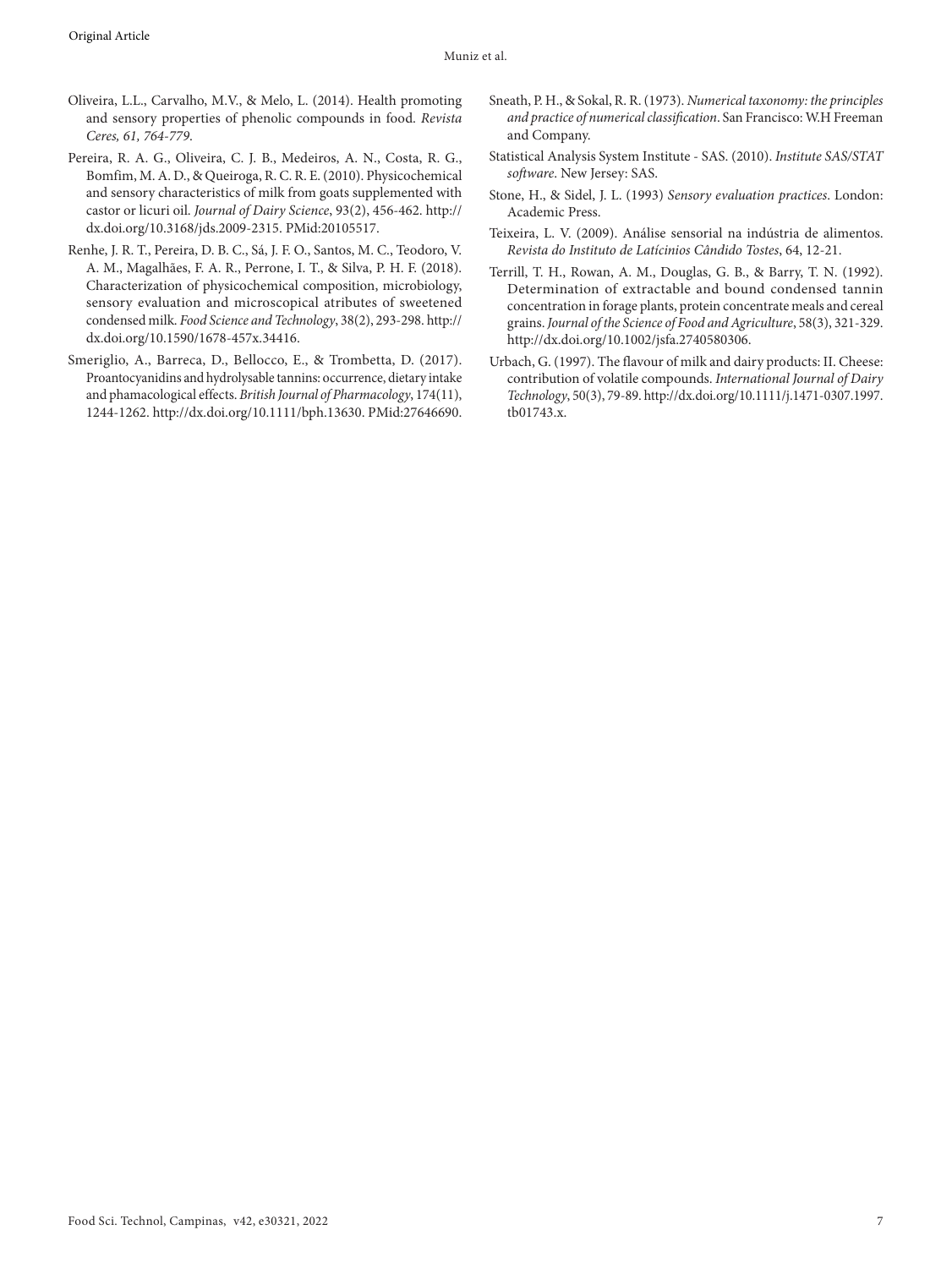Oliveira, L.L., Carvalho, M.V., & Melo, L. (2014). Health promoting and sensory properties of phenolic compounds in food. *Revista Ceres, 61, 764-779*.

Pereira, R. A. G., Oliveira, C. J. B., Medeiros, A. N., Costa, R. G., Bomfim, M. A. D., & Queiroga, R. C. R. E. (2010). Physicochemical and sensory characteristics of milk from goats supplemented with castor or licuri oil. *Journal of Dairy Science*, 93(2), 456-462. http://dx.doi.org/10.3168/jds.2009-2315. PMid:20105517.

Renhe, J. R. T., Pereira, D. B. C., Sá, J. F. O., Santos, M. C., Teodoro, V. A. M., Magalhães, F. A. R., Perrone, I. T., & Silva, P. H. F. (2018). Characterization of physicochemical composition, microbiology, sensory evaluation and microscopical atributes of sweetened condensed milk. *Food Science and Technology*, 38(2), 293-298. http://dx.doi.org/10.1590/1678-457x.34416.

Smeriglio, A., Barreca, D., Bellocco, E., & Trombetta, D. (2017). Proantocyanidins and hydrolysable tannins: occurrence, dietary intake and phamacological effects. *British Journal of Pharmacology*, 174(11), 1244-1262. http://dx.doi.org/10.1111/bph.13630. PMid:27646690.

Sneath, P. H., & Sokal, R. R. (1973). *Numerical taxonomy: the principles and practice of numerical classification*. San Francisco: W.H Freeman and Company.

Statistical Analysis System Institute - SAS. (2010). *Institute SAS/STAT software*. New Jersey: SAS.

Stone, H., & Sidel, J. L. (1993) *Sensory evaluation practices*. London: Academic Press.

Teixeira, L. V. (2009). Análise sensorial na indústria de alimentos. *Revista do Instituto de Latícinios Cândido Tostes*, 64, 12-21.

Terrill, T. H., Rowan, A. M., Douglas, G. B., & Barry, T. N. (1992). Determination of extractable and bound condensed tannin concentration in forage plants, protein concentrate meals and cereal grains. *Journal of the Science of Food and Agriculture*, 58(3), 321-329. http://dx.doi.org/10.1002/jsfa.2740580306.

Urbach, G. (1997). The flavour of milk and dairy products: II. Cheese: contribution of volatile compounds. *International Journal of Dairy Technology*, 50(3), 79-89. http://dx.doi.org/10.1111/j.1471-0307.1997.tb01743.x.